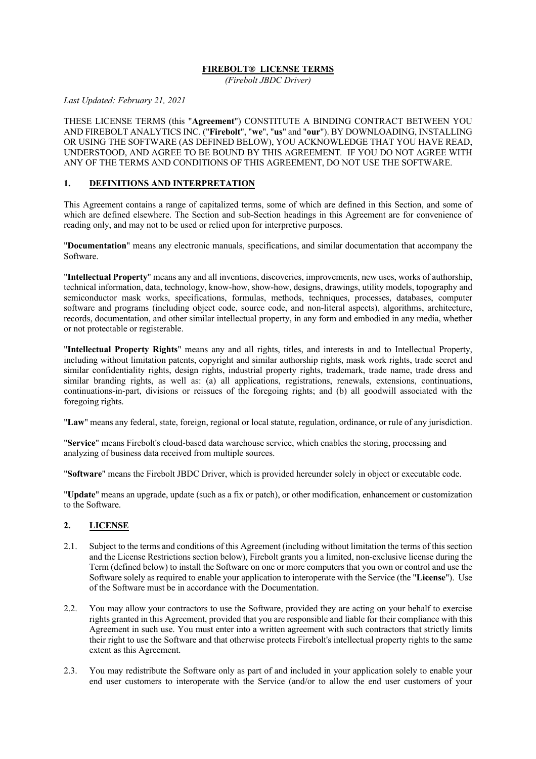**FIREBOLT® LICENSE TERMS**

*(Firebolt JBDC Driver)*

*Last Updated: February 21, 2021*

THESE LICENSE TERMS (this "**Agreement**") CONSTITUTE A BINDING CONTRACT BETWEEN YOU AND FIREBOLT ANALYTICS INC. ("**Firebolt**", "**we**", "**us**" and "**our**"). BY DOWNLOADING, INSTALLING OR USING THE SOFTWARE (AS DEFINED BELOW), YOU ACKNOWLEDGE THAT YOU HAVE READ, UNDERSTOOD, AND AGREE TO BE BOUND BY THIS AGREEMENT. IF YOU DO NOT AGREE WITH ANY OF THE TERMS AND CONDITIONS OF THIS AGREEMENT, DO NOT USE THE SOFTWARE.

## 1. DEFINITIONS AND INTERPRETATION

This Agreement contains a range of capitalized terms, some of which are defined in this Section, and some of which are defined elsewhere. The Section and sub-Section headings in this Agreement are for convenience of reading only, and may not to be used or relied upon for interpretive purposes.

"**Documentation**" means any electronic manuals, specifications, and similar documentation that accompany the Software.

"**Intellectual Property**" means any and all inventions, discoveries, improvements, new uses, works of authorship, technical information, data, technology, know-how, show-how, designs, drawings, utility models, topography and semiconductor mask works, specifications, formulas, methods, techniques, processes, databases, computer software and programs (including object code, source code, and non-literal aspects), algorithms, architecture, records, documentation, and other similar intellectual property, in any form and embodied in any media, whether or not protectable or registerable.

"**Intellectual Property Rights**" means any and all rights, titles, and interests in and to Intellectual Property, including without limitation patents, copyright and similar authorship rights, mask work rights, trade secret and similar confidentiality rights, design rights, industrial property rights, trademark, trade name, trade dress and similar branding rights, as well as: (a) all applications, registrations, renewals, extensions, continuations, continuations-in-part, divisions or reissues of the foregoing rights; and (b) all goodwill associated with the foregoing rights.

"**Law**" means any federal, state, foreign, regional or local statute, regulation, ordinance, or rule of any jurisdiction.

"**Service**" means Firebolt's cloud-based data warehouse service, which enables the storing, processing and analyzing of business data received from multiple sources.

"**Software**" means the Firebolt JBDC Driver, which is provided hereunder solely in object or executable code.

"**Update**" means an upgrade, update (such as a fix or patch), or other modification, enhancement or customization to the Software.

## 2. LICENSE

2.1. Subject to the terms and conditions of this Agreement (including without limitation the terms of this section and the License Restrictions section below), Firebolt grants you a limited, non-exclusive license during the Term (defined below) to install the Software on one or more computers that you own or control and use the Software solely as required to enable your application to interoperate with the Service (the "**License**"). Use of the Software must be in accordance with the Documentation.

2.2. You may allow your contractors to use the Software, provided they are acting on your behalf to exercise rights granted in this Agreement, provided that you are responsible and liable for their compliance with this Agreement in such use. You must enter into a written agreement with such contractors that strictly limits their right to use the Software and that otherwise protects Firebolt's intellectual property rights to the same extent as this Agreement.

2.3. You may redistribute the Software only as part of and included in your application solely to enable your end user customers to interoperate with the Service (and/or to allow the end user customers of your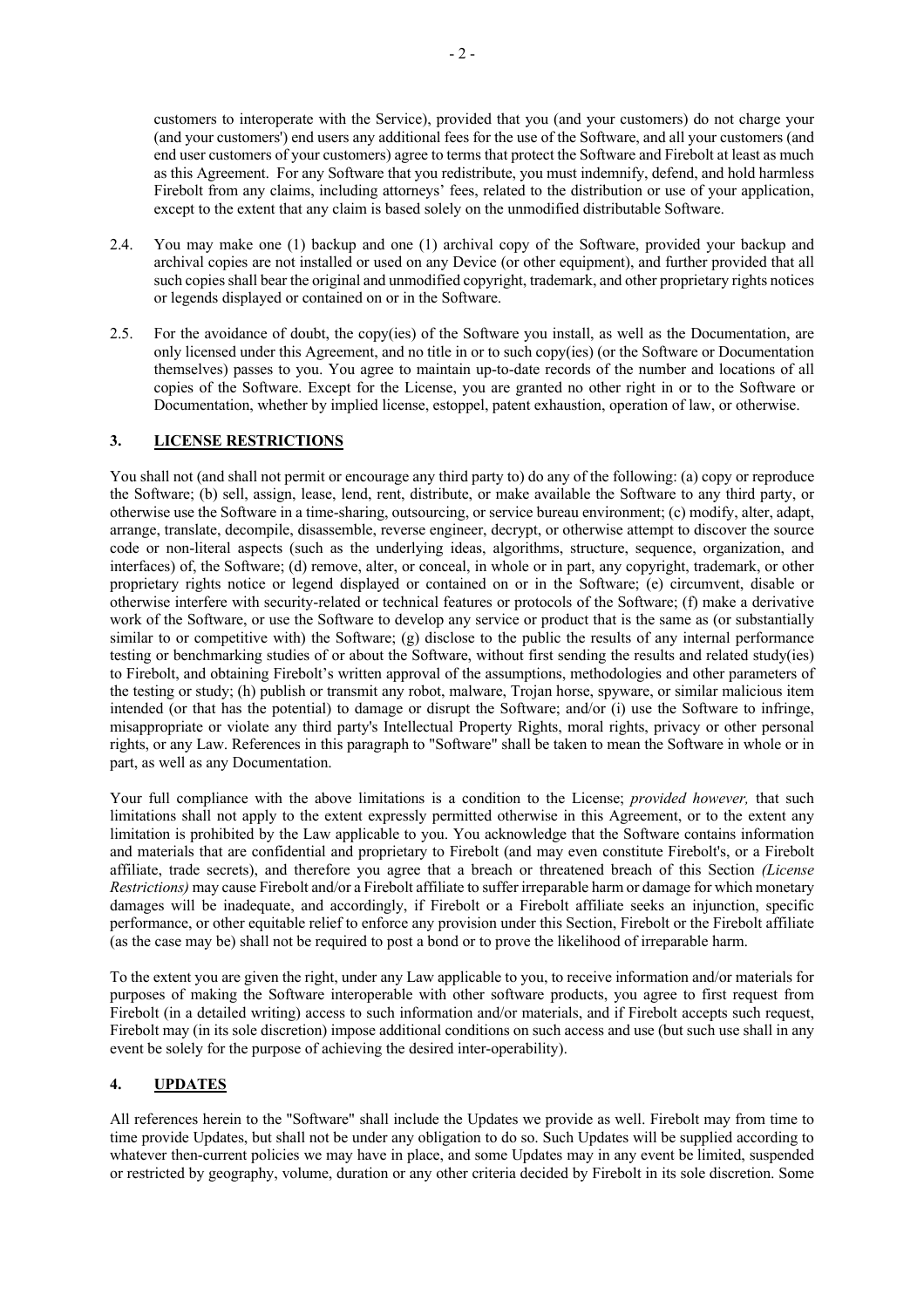customers to interoperate with the Service), provided that you (and your customers) do not charge your (and your customers') end users any additional fees for the use of the Software, and all your customers (and end user customers of your customers) agree to terms that protect the Software and Firebolt at least as much as this Agreement. For any Software that you redistribute, you must indemnify, defend, and hold harmless Firebolt from any claims, including attorneys' fees, related to the distribution or use of your application, except to the extent that any claim is based solely on the unmodified distributable Software.

2.4. You may make one (1) backup and one (1) archival copy of the Software, provided your backup and archival copies are not installed or used on any Device (or other equipment), and further provided that all such copies shall bear the original and unmodified copyright, trademark, and other proprietary rights notices or legends displayed or contained on or in the Software.

2.5. For the avoidance of doubt, the copy(ies) of the Software you install, as well as the Documentation, are only licensed under this Agreement, and no title in or to such copy(ies) (or the Software or Documentation themselves) passes to you. You agree to maintain up-to-date records of the number and locations of all copies of the Software. Except for the License, you are granted no other right in or to the Software or Documentation, whether by implied license, estoppel, patent exhaustion, operation of law, or otherwise.

## 3. LICENSE RESTRICTIONS

You shall not (and shall not permit or encourage any third party to) do any of the following: (a) copy or reproduce the Software; (b) sell, assign, lease, lend, rent, distribute, or make available the Software to any third party, or otherwise use the Software in a time-sharing, outsourcing, or service bureau environment; (c) modify, alter, adapt, arrange, translate, decompile, disassemble, reverse engineer, decrypt, or otherwise attempt to discover the source code or non-literal aspects (such as the underlying ideas, algorithms, structure, sequence, organization, and interfaces) of, the Software; (d) remove, alter, or conceal, in whole or in part, any copyright, trademark, or other proprietary rights notice or legend displayed or contained on or in the Software; (e) circumvent, disable or otherwise interfere with security-related or technical features or protocols of the Software; (f) make a derivative work of the Software, or use the Software to develop any service or product that is the same as (or substantially similar to or competitive with) the Software; (g) disclose to the public the results of any internal performance testing or benchmarking studies of or about the Software, without first sending the results and related study(ies) to Firebolt, and obtaining Firebolt's written approval of the assumptions, methodologies and other parameters of the testing or study; (h) publish or transmit any robot, malware, Trojan horse, spyware, or similar malicious item intended (or that has the potential) to damage or disrupt the Software; and/or (i) use the Software to infringe, misappropriate or violate any third party's Intellectual Property Rights, moral rights, privacy or other personal rights, or any Law. References in this paragraph to "Software" shall be taken to mean the Software in whole or in part, as well as any Documentation.

Your full compliance with the above limitations is a condition to the License; *provided however,* that such limitations shall not apply to the extent expressly permitted otherwise in this Agreement, or to the extent any limitation is prohibited by the Law applicable to you. You acknowledge that the Software contains information and materials that are confidential and proprietary to Firebolt (and may even constitute Firebolt's, or a Firebolt affiliate, trade secrets), and therefore you agree that a breach or threatened breach of this Section *(License Restrictions)* may cause Firebolt and/or a Firebolt affiliate to suffer irreparable harm or damage for which monetary damages will be inadequate, and accordingly, if Firebolt or a Firebolt affiliate seeks an injunction, specific performance, or other equitable relief to enforce any provision under this Section, Firebolt or the Firebolt affiliate (as the case may be) shall not be required to post a bond or to prove the likelihood of irreparable harm.

To the extent you are given the right, under any Law applicable to you, to receive information and/or materials for purposes of making the Software interoperable with other software products, you agree to first request from Firebolt (in a detailed writing) access to such information and/or materials, and if Firebolt accepts such request, Firebolt may (in its sole discretion) impose additional conditions on such access and use (but such use shall in any event be solely for the purpose of achieving the desired inter-operability).

## 4. UPDATES

All references herein to the "Software" shall include the Updates we provide as well. Firebolt may from time to time provide Updates, but shall not be under any obligation to do so. Such Updates will be supplied according to whatever then-current policies we may have in place, and some Updates may in any event be limited, suspended or restricted by geography, volume, duration or any other criteria decided by Firebolt in its sole discretion. Some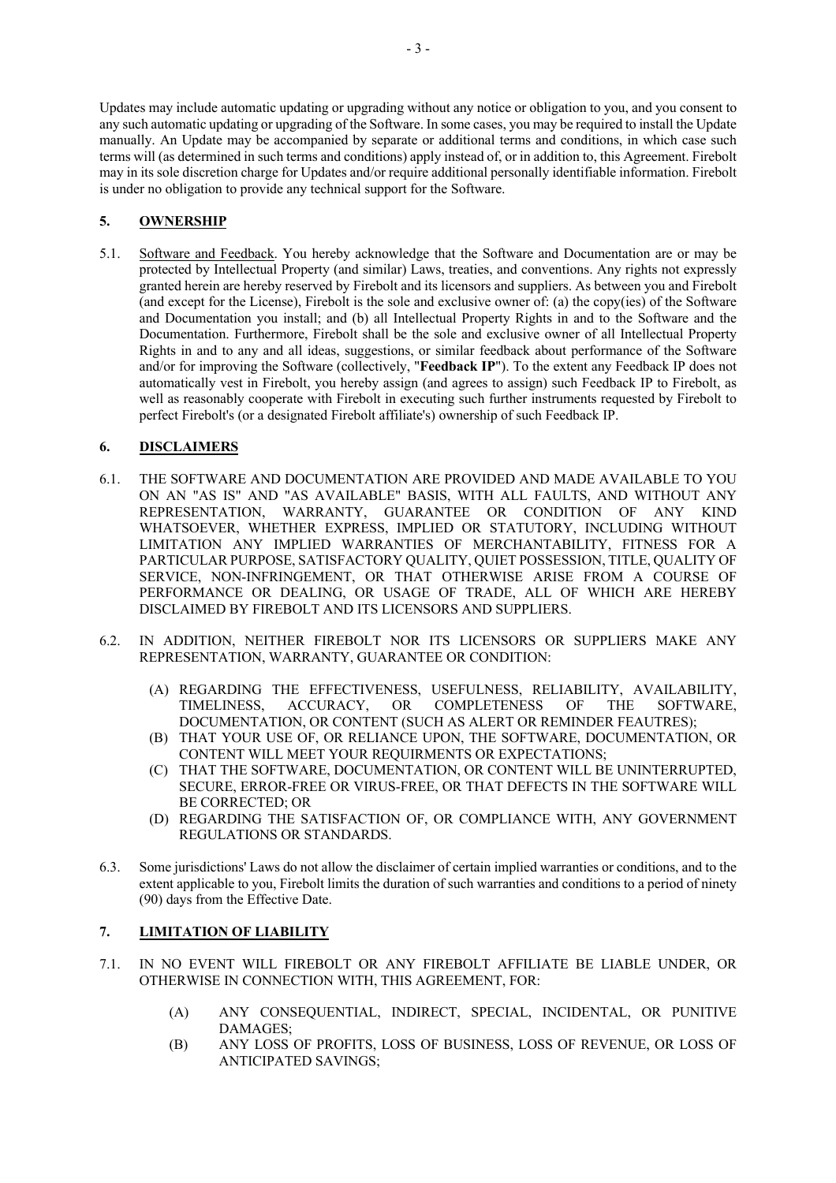Updates may include automatic updating or upgrading without any notice or obligation to you, and you consent to any such automatic updating or upgrading of the Software. In some cases, you may be required to install the Update manually. An Update may be accompanied by separate or additional terms and conditions, in which case such terms will (as determined in such terms and conditions) apply instead of, or in addition to, this Agreement. Firebolt may in its sole discretion charge for Updates and/or require additional personally identifiable information. Firebolt is under no obligation to provide any technical support for the Software.

## 5. OWNERSHIP

5.1. Software and Feedback. You hereby acknowledge that the Software and Documentation are or may be protected by Intellectual Property (and similar) Laws, treaties, and conventions. Any rights not expressly granted herein are hereby reserved by Firebolt and its licensors and suppliers. As between you and Firebolt (and except for the License), Firebolt is the sole and exclusive owner of: (a) the copy(ies) of the Software and Documentation you install; and (b) all Intellectual Property Rights in and to the Software and the Documentation. Furthermore, Firebolt shall be the sole and exclusive owner of all Intellectual Property Rights in and to any and all ideas, suggestions, or similar feedback about performance of the Software and/or for improving the Software (collectively, "**Feedback IP**"). To the extent any Feedback IP does not automatically vest in Firebolt, you hereby assign (and agrees to assign) such Feedback IP to Firebolt, as well as reasonably cooperate with Firebolt in executing such further instruments requested by Firebolt to perfect Firebolt's (or a designated Firebolt affiliate's) ownership of such Feedback IP.

## 6. DISCLAIMERS

6.1. THE SOFTWARE AND DOCUMENTATION ARE PROVIDED AND MADE AVAILABLE TO YOU ON AN "AS IS" AND "AS AVAILABLE" BASIS, WITH ALL FAULTS, AND WITHOUT ANY REPRESENTATION, WARRANTY, GUARANTEE OR CONDITION OF ANY KIND WHATSOEVER, WHETHER EXPRESS, IMPLIED OR STATUTORY, INCLUDING WITHOUT LIMITATION ANY IMPLIED WARRANTIES OF MERCHANTABILITY, FITNESS FOR A PARTICULAR PURPOSE, SATISFACTORY QUALITY, QUIET POSSESSION, TITLE, QUALITY OF SERVICE, NON-INFRINGEMENT, OR THAT OTHERWISE ARISE FROM A COURSE OF PERFORMANCE OR DEALING, OR USAGE OF TRADE, ALL OF WHICH ARE HEREBY DISCLAIMED BY FIREBOLT AND ITS LICENSORS AND SUPPLIERS.

6.2. IN ADDITION, NEITHER FIREBOLT NOR ITS LICENSORS OR SUPPLIERS MAKE ANY REPRESENTATION, WARRANTY, GUARANTEE OR CONDITION:

- (A) REGARDING THE EFFECTIVENESS, USEFULNESS, RELIABILITY, AVAILABILITY, TIMELINESS, ACCURACY, OR COMPLETENESS OF THE SOFTWARE, DOCUMENTATION, OR CONTENT (SUCH AS ALERT OR REMINDER FEAUTRES);
- (B) THAT YOUR USE OF, OR RELIANCE UPON, THE SOFTWARE, DOCUMENTATION, OR CONTENT WILL MEET YOUR REQUIRMENTS OR EXPECTATIONS;
- (C) THAT THE SOFTWARE, DOCUMENTATION, OR CONTENT WILL BE UNINTERRUPTED, SECURE, ERROR-FREE OR VIRUS-FREE, OR THAT DEFECTS IN THE SOFTWARE WILL BE CORRECTED; OR
- (D) REGARDING THE SATISFACTION OF, OR COMPLIANCE WITH, ANY GOVERNMENT REGULATIONS OR STANDARDS.

6.3. Some jurisdictions' Laws do not allow the disclaimer of certain implied warranties or conditions, and to the extent applicable to you, Firebolt limits the duration of such warranties and conditions to a period of ninety (90) days from the Effective Date.

## 7. LIMITATION OF LIABILITY

7.1. IN NO EVENT WILL FIREBOLT OR ANY FIREBOLT AFFILIATE BE LIABLE UNDER, OR OTHERWISE IN CONNECTION WITH, THIS AGREEMENT, FOR:

- (A) ANY CONSEQUENTIAL, INDIRECT, SPECIAL, INCIDENTAL, OR PUNITIVE DAMAGES;
- (B) ANY LOSS OF PROFITS, LOSS OF BUSINESS, LOSS OF REVENUE, OR LOSS OF ANTICIPATED SAVINGS;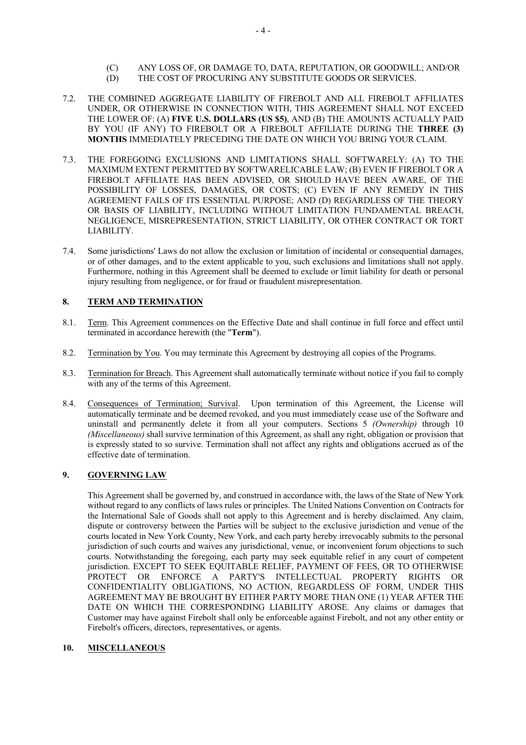(C) ANY LOSS OF, OR DAMAGE TO, DATA, REPUTATION, OR GOODWILL; AND/OR

(D) THE COST OF PROCURING ANY SUBSTITUTE GOODS OR SERVICES.

7.2. THE COMBINED AGGREGATE LIABILITY OF FIREBOLT AND ALL FIREBOLT AFFILIATES UNDER, OR OTHERWISE IN CONNECTION WITH, THIS AGREEMENT SHALL NOT EXCEED THE LOWER OF: (A) **FIVE U.S. DOLLARS (US $5)**, AND (B) THE AMOUNTS ACTUALLY PAID BY YOU (IF ANY) TO FIREBOLT OR A FIREBOLT AFFILIATE DURING THE **THREE (3) MONTHS** IMMEDIATELY PRECEDING THE DATE ON WHICH YOU BRING YOUR CLAIM.

7.3. THE FOREGOING EXCLUSIONS AND LIMITATIONS SHALL SOFTWARELY: (A) TO THE MAXIMUM EXTENT PERMITTED BY SOFTWARELICABLE LAW; (B) EVEN IF FIREBOLT OR A FIREBOLT AFFILIATE HAS BEEN ADVISED, OR SHOULD HAVE BEEN AWARE, OF THE POSSIBILITY OF LOSSES, DAMAGES, OR COSTS; (C) EVEN IF ANY REMEDY IN THIS AGREEMENT FAILS OF ITS ESSENTIAL PURPOSE; AND (D) REGARDLESS OF THE THEORY OR BASIS OF LIABILITY, INCLUDING WITHOUT LIMITATION FUNDAMENTAL BREACH, NEGLIGENCE, MISREPRESENTATION, STRICT LIABILITY, OR OTHER CONTRACT OR TORT LIABILITY.

7.4. Some jurisdictions' Laws do not allow the exclusion or limitation of incidental or consequential damages, or of other damages, and to the extent applicable to you, such exclusions and limitations shall not apply. Furthermore, nothing in this Agreement shall be deemed to exclude or limit liability for death or personal injury resulting from negligence, or for fraud or fraudulent misrepresentation.

## 8. TERM AND TERMINATION

8.1. Term. This Agreement commences on the Effective Date and shall continue in full force and effect until terminated in accordance herewith (the "**Term**").

8.2. Termination by You. You may terminate this Agreement by destroying all copies of the Programs.

8.3. Termination for Breach. This Agreement shall automatically terminate without notice if you fail to comply with any of the terms of this Agreement.

8.4. Consequences of Termination; Survival. Upon termination of this Agreement, the License will automatically terminate and be deemed revoked, and you must immediately cease use of the Software and uninstall and permanently delete it from all your computers. Sections 5 *(Ownership)* through 10 *(Miscellaneous)* shall survive termination of this Agreement, as shall any right, obligation or provision that is expressly stated to so survive. Termination shall not affect any rights and obligations accrued as of the effective date of termination.

## 9. GOVERNING LAW

This Agreement shall be governed by, and construed in accordance with, the laws of the State of New York without regard to any conflicts of laws rules or principles. The United Nations Convention on Contracts for the International Sale of Goods shall not apply to this Agreement and is hereby disclaimed. Any claim, dispute or controversy between the Parties will be subject to the exclusive jurisdiction and venue of the courts located in New York County, New York, and each party hereby irrevocably submits to the personal jurisdiction of such courts and waives any jurisdictional, venue, or inconvenient forum objections to such courts. Notwithstanding the foregoing, each party may seek equitable relief in any court of competent jurisdiction. EXCEPT TO SEEK EQUITABLE RELIEF, PAYMENT OF FEES, OR TO OTHERWISE PROTECT OR ENFORCE A PARTY'S INTELLECTUAL PROPERTY RIGHTS OR CONFIDENTIALITY OBLIGATIONS, NO ACTION, REGARDLESS OF FORM, UNDER THIS AGREEMENT MAY BE BROUGHT BY EITHER PARTY MORE THAN ONE (1) YEAR AFTER THE DATE ON WHICH THE CORRESPONDING LIABILITY AROSE. Any claims or damages that Customer may have against Firebolt shall only be enforceable against Firebolt, and not any other entity or Firebolt's officers, directors, representatives, or agents.

## 10. MISCELLANEOUS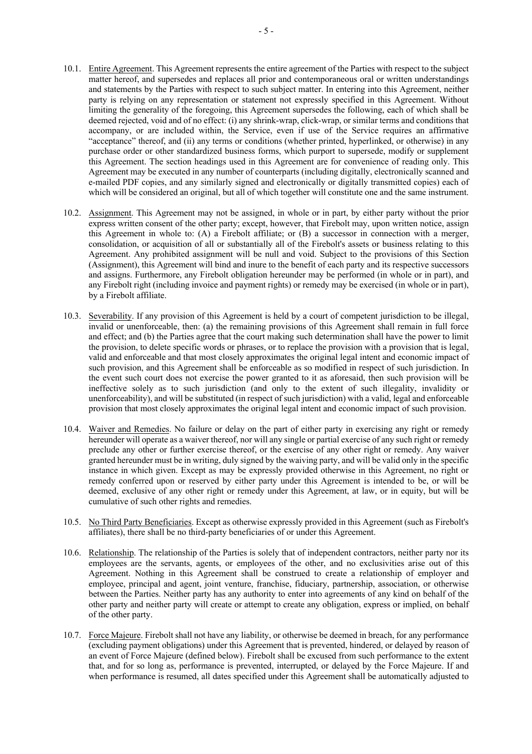10.1. Entire Agreement. This Agreement represents the entire agreement of the Parties with respect to the subject matter hereof, and supersedes and replaces all prior and contemporaneous oral or written understandings and statements by the Parties with respect to such subject matter. In entering into this Agreement, neither party is relying on any representation or statement not expressly specified in this Agreement. Without limiting the generality of the foregoing, this Agreement supersedes the following, each of which shall be deemed rejected, void and of no effect: (i) any shrink-wrap, click-wrap, or similar terms and conditions that accompany, or are included within, the Service, even if use of the Service requires an affirmative "acceptance" thereof, and (ii) any terms or conditions (whether printed, hyperlinked, or otherwise) in any purchase order or other standardized business forms, which purport to supersede, modify or supplement this Agreement. The section headings used in this Agreement are for convenience of reading only. This Agreement may be executed in any number of counterparts (including digitally, electronically scanned and e-mailed PDF copies, and any similarly signed and electronically or digitally transmitted copies) each of which will be considered an original, but all of which together will constitute one and the same instrument.

10.2. Assignment. This Agreement may not be assigned, in whole or in part, by either party without the prior express written consent of the other party; except, however, that Firebolt may, upon written notice, assign this Agreement in whole to: (A) a Firebolt affiliate; or (B) a successor in connection with a merger, consolidation, or acquisition of all or substantially all of the Firebolt's assets or business relating to this Agreement. Any prohibited assignment will be null and void. Subject to the provisions of this Section (Assignment), this Agreement will bind and inure to the benefit of each party and its respective successors and assigns. Furthermore, any Firebolt obligation hereunder may be performed (in whole or in part), and any Firebolt right (including invoice and payment rights) or remedy may be exercised (in whole or in part), by a Firebolt affiliate.

10.3. Severability. If any provision of this Agreement is held by a court of competent jurisdiction to be illegal, invalid or unenforceable, then: (a) the remaining provisions of this Agreement shall remain in full force and effect; and (b) the Parties agree that the court making such determination shall have the power to limit the provision, to delete specific words or phrases, or to replace the provision with a provision that is legal, valid and enforceable and that most closely approximates the original legal intent and economic impact of such provision, and this Agreement shall be enforceable as so modified in respect of such jurisdiction. In the event such court does not exercise the power granted to it as aforesaid, then such provision will be ineffective solely as to such jurisdiction (and only to the extent of such illegality, invalidity or unenforceability), and will be substituted (in respect of such jurisdiction) with a valid, legal and enforceable provision that most closely approximates the original legal intent and economic impact of such provision.

10.4. Waiver and Remedies. No failure or delay on the part of either party in exercising any right or remedy hereunder will operate as a waiver thereof, nor will any single or partial exercise of any such right or remedy preclude any other or further exercise thereof, or the exercise of any other right or remedy. Any waiver granted hereunder must be in writing, duly signed by the waiving party, and will be valid only in the specific instance in which given. Except as may be expressly provided otherwise in this Agreement, no right or remedy conferred upon or reserved by either party under this Agreement is intended to be, or will be deemed, exclusive of any other right or remedy under this Agreement, at law, or in equity, but will be cumulative of such other rights and remedies.

10.5. No Third Party Beneficiaries. Except as otherwise expressly provided in this Agreement (such as Firebolt's affiliates), there shall be no third-party beneficiaries of or under this Agreement.

10.6. Relationship. The relationship of the Parties is solely that of independent contractors, neither party nor its employees are the servants, agents, or employees of the other, and no exclusivities arise out of this Agreement. Nothing in this Agreement shall be construed to create a relationship of employer and employee, principal and agent, joint venture, franchise, fiduciary, partnership, association, or otherwise between the Parties. Neither party has any authority to enter into agreements of any kind on behalf of the other party and neither party will create or attempt to create any obligation, express or implied, on behalf of the other party.

10.7. Force Majeure. Firebolt shall not have any liability, or otherwise be deemed in breach, for any performance (excluding payment obligations) under this Agreement that is prevented, hindered, or delayed by reason of an event of Force Majeure (defined below). Firebolt shall be excused from such performance to the extent that, and for so long as, performance is prevented, interrupted, or delayed by the Force Majeure. If and when performance is resumed, all dates specified under this Agreement shall be automatically adjusted to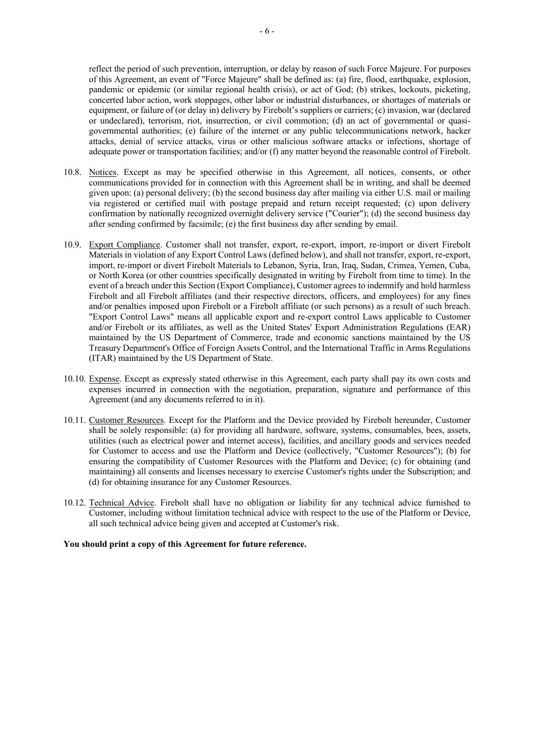reflect the period of such prevention, interruption, or delay by reason of such Force Majeure. For purposes of this Agreement, an event of "Force Majeure" shall be defined as: (a) fire, flood, earthquake, explosion, pandemic or epidemic (or similar regional health crisis), or act of God; (b) strikes, lockouts, picketing, concerted labor action, work stoppages, other labor or industrial disturbances, or shortages of materials or equipment, or failure of (or delay in) delivery by Firebolt's suppliers or carriers; (c) invasion, war (declared or undeclared), terrorism, riot, insurrection, or civil commotion; (d) an act of governmental or quasi-governmental authorities; (e) failure of the internet or any public telecommunications network, hacker attacks, denial of service attacks, virus or other malicious software attacks or infections, shortage of adequate power or transportation facilities; and/or (f) any matter beyond the reasonable control of Firebolt.

10.8. Notices. Except as may be specified otherwise in this Agreement, all notices, consents, or other communications provided for in connection with this Agreement shall be in writing, and shall be deemed given upon: (a) personal delivery; (b) the second business day after mailing via either U.S. mail or mailing via registered or certified mail with postage prepaid and return receipt requested; (c) upon delivery confirmation by nationally recognized overnight delivery service ("Courier"); (d) the second business day after sending confirmed by facsimile; (e) the first business day after sending by email.

10.9. Export Compliance. Customer shall not transfer, export, re-export, import, re-import or divert Firebolt Materials in violation of any Export Control Laws (defined below), and shall not transfer, export, re-export, import, re-import or divert Firebolt Materials to Lebanon, Syria, Iran, Iraq, Sudan, Crimea, Yemen, Cuba, or North Korea (or other countries specifically designated in writing by Firebolt from time to time). In the event of a breach under this Section (Export Compliance), Customer agrees to indemnify and hold harmless Firebolt and all Firebolt affiliates (and their respective directors, officers, and employees) for any fines and/or penalties imposed upon Firebolt or a Firebolt affiliate (or such persons) as a result of such breach. "Export Control Laws" means all applicable export and re-export control Laws applicable to Customer and/or Firebolt or its affiliates, as well as the United States' Export Administration Regulations (EAR) maintained by the US Department of Commerce, trade and economic sanctions maintained by the US Treasury Department's Office of Foreign Assets Control, and the International Traffic in Arms Regulations (ITAR) maintained by the US Department of State.

10.10. Expense. Except as expressly stated otherwise in this Agreement, each party shall pay its own costs and expenses incurred in connection with the negotiation, preparation, signature and performance of this Agreement (and any documents referred to in it).

10.11. Customer Resources. Except for the Platform and the Device provided by Firebolt hereunder, Customer shall be solely responsible: (a) for providing all hardware, software, systems, consumables, bees, assets, utilities (such as electrical power and internet access), facilities, and ancillary goods and services needed for Customer to access and use the Platform and Device (collectively, "Customer Resources"); (b) for ensuring the compatibility of Customer Resources with the Platform and Device; (c) for obtaining (and maintaining) all consents and licenses necessary to exercise Customer's rights under the Subscription; and (d) for obtaining insurance for any Customer Resources.

10.12. Technical Advice. Firebolt shall have no obligation or liability for any technical advice furnished to Customer, including without limitation technical advice with respect to the use of the Platform or Device, all such technical advice being given and accepted at Customer's risk.

**You should print a copy of this Agreement for future reference.**